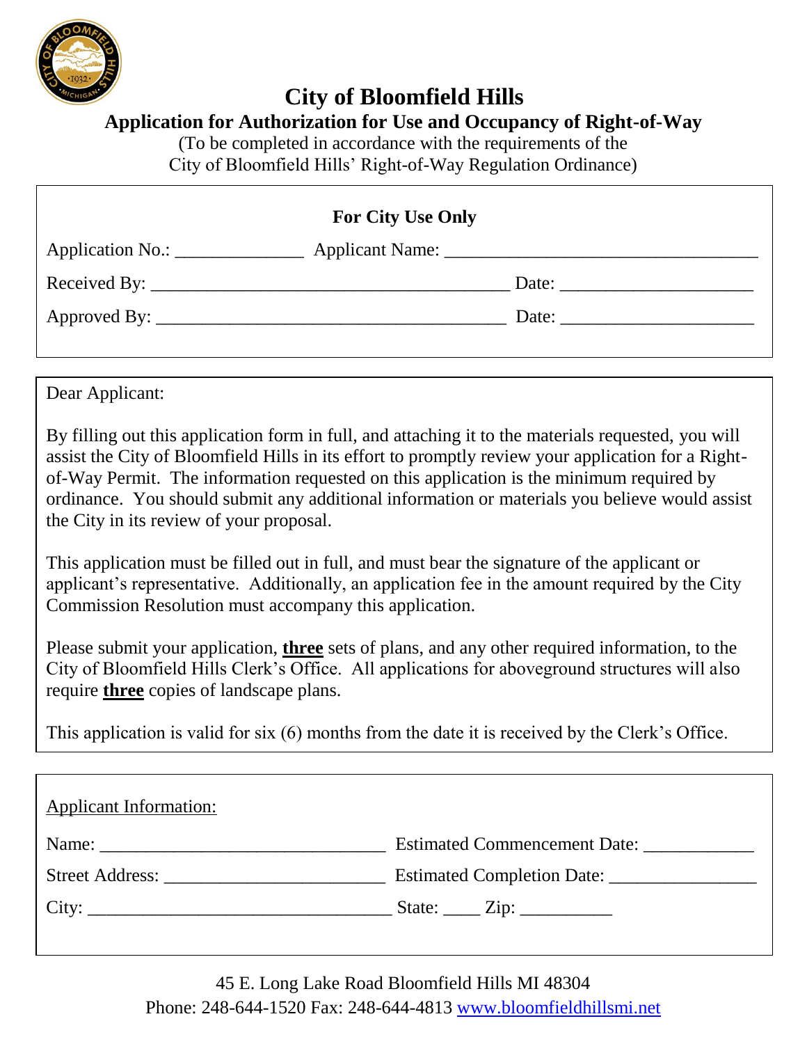# City of Bloomfield Hills

## Application for Authorization for Use and Occupancy of Right-of-Way

(To be completed in accordance with the requirements of the City of Bloomfield Hills' Right-of-Way Regulation Ordinance)

**For City Use Only**

Application No.: ______________ Applicant Name: ___________________________________

Received By: ________________________________________ Date: _____________________

Approved By: _______________________________________ Date: _____________________

---

Dear Applicant:

By filling out this application form in full, and attaching it to the materials requested, you will assist the City of Bloomfield Hills in its effort to promptly review your application for a Right-of-Way Permit. The information requested on this application is the minimum required by ordinance. You should submit any additional information or materials you believe would assist the City in its review of your proposal.

This application must be filled out in full, and must bear the signature of the applicant or applicant's representative. Additionally, an application fee in the amount required by the City Commission Resolution must accompany this application.

Please submit your application, **three** sets of plans, and any other required information, to the City of Bloomfield Hills Clerk's Office. All applications for aboveground structures will also require **three** copies of landscape plans.

This application is valid for six (6) months from the date it is received by the Clerk's Office.

---

Applicant Information:

Name: ________________________________ Estimated Commencement Date: ____________

Street Address: _________________________ Estimated Completion Date: ________________

City: __________________________________ State: ____ Zip: __________

45 E. Long Lake Road Bloomfield Hills MI 48304
Phone: 248-644-1520 Fax: 248-644-4813 www.bloomfieldhillsmi.net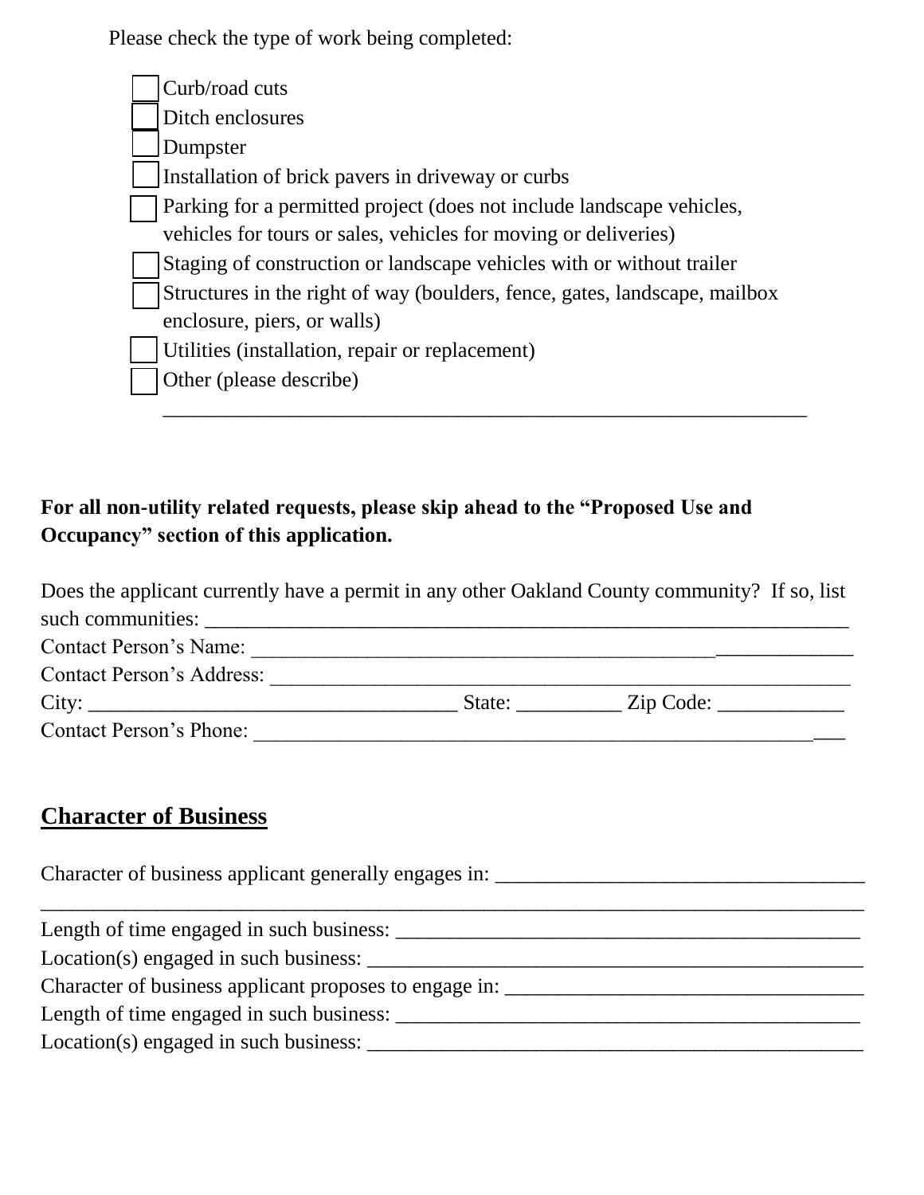Please check the type of work being completed:

- ☐ Curb/road cuts
- ☐ Ditch enclosures
- ☐ Dumpster
- ☐ Installation of brick pavers in driveway or curbs
- ☐ Parking for a permitted project (does not include landscape vehicles, vehicles for tours or sales, vehicles for moving or deliveries)
- ☐ Staging of construction or landscape vehicles with or without trailer
- ☐ Structures in the right of way (boulders, fence, gates, landscape, mailbox enclosure, piers, or walls)
- ☐ Utilities (installation, repair or replacement)
- ☐ Other (please describe)

  ______________________________________________________________

**For all non-utility related requests, please skip ahead to the "Proposed Use and Occupancy" section of this application.**

Does the applicant currently have a permit in any other Oakland County community? If so, list such communities: ____________________________________________________________

Contact Person's Name: ____________________________________________________________

Contact Person's Address: __________________________________________________________

City: ___________________________________ State: __________ Zip Code: ____________

Contact Person's Phone: ____________________________________________________________

## Character of Business

Character of business applicant generally engages in: ___________________________________

_____________________________________________________________________________

Length of time engaged in such business: ______________________________________________

Location(s) engaged in such business: ________________________________________________

Character of business applicant proposes to engage in: __________________________________

Length of time engaged in such business: ______________________________________________

Location(s) engaged in such business: ________________________________________________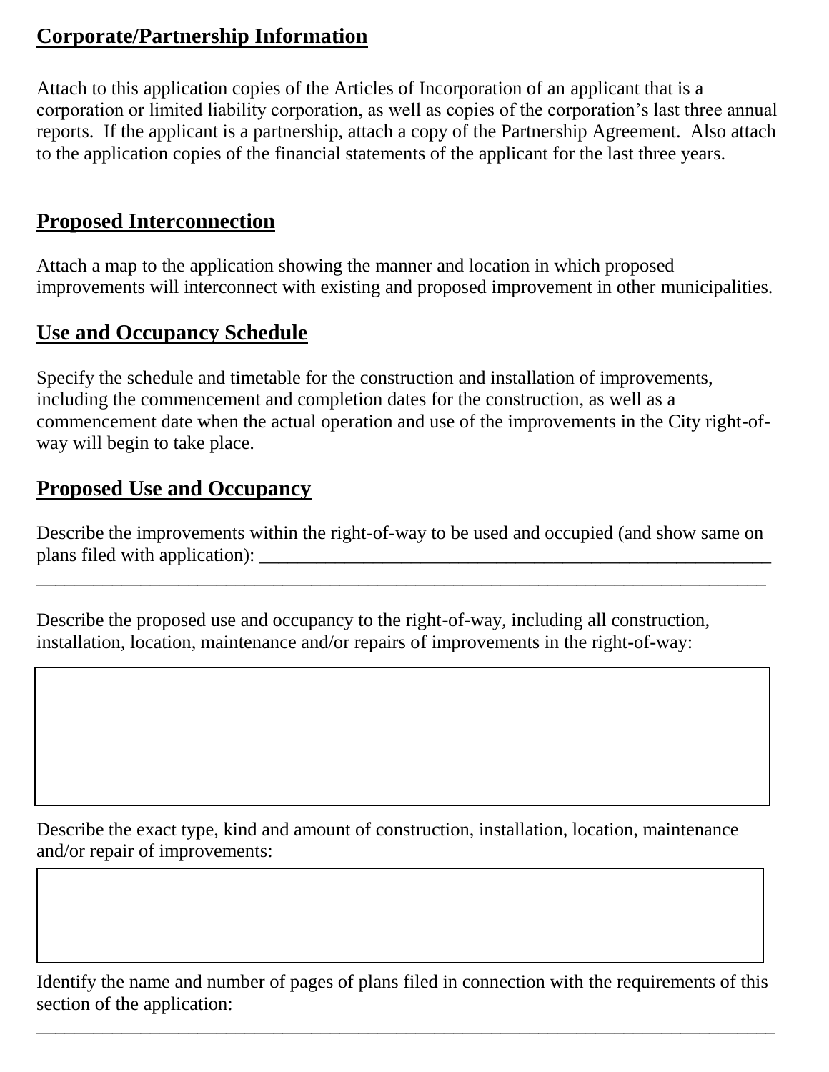## Corporate/Partnership Information

Attach to this application copies of the Articles of Incorporation of an applicant that is a corporation or limited liability corporation, as well as copies of the corporation's last three annual reports. If the applicant is a partnership, attach a copy of the Partnership Agreement. Also attach to the application copies of the financial statements of the applicant for the last three years.

## Proposed Interconnection

Attach a map to the application showing the manner and location in which proposed improvements will interconnect with existing and proposed improvement in other municipalities.

## Use and Occupancy Schedule

Specify the schedule and timetable for the construction and installation of improvements, including the commencement and completion dates for the construction, as well as a commencement date when the actual operation and use of the improvements in the City right-of-way will begin to take place.

## Proposed Use and Occupancy

Describe the improvements within the right-of-way to be used and occupied (and show same on plans filed with application): ______________________________________________________
_______________________________________________________________________________

Describe the proposed use and occupancy to the right-of-way, including all construction, installation, location, maintenance and/or repairs of improvements in the right-of-way:

| |
|---|
| |

Describe the exact type, kind and amount of construction, installation, location, maintenance and/or repair of improvements:

| |
|---|
| |

Identify the name and number of pages of plans filed in connection with the requirements of this section of the application:
_______________________________________________________________________________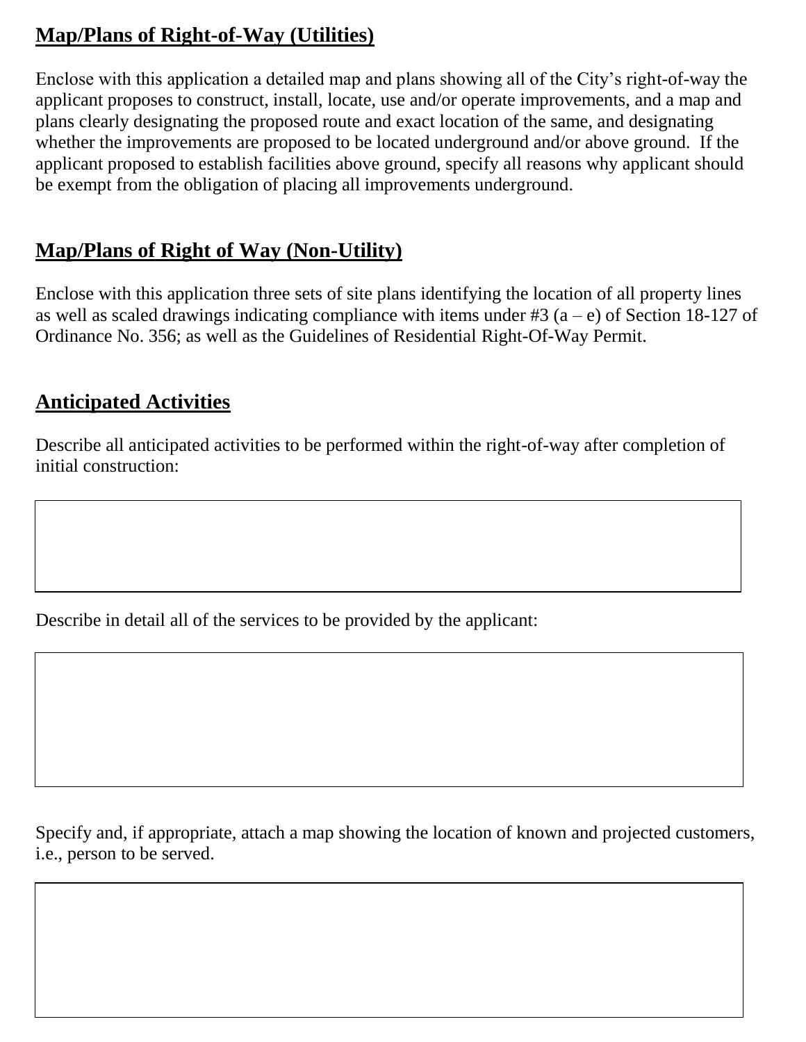## Map/Plans of Right-of-Way (Utilities)

Enclose with this application a detailed map and plans showing all of the City's right-of-way the applicant proposes to construct, install, locate, use and/or operate improvements, and a map and plans clearly designating the proposed route and exact location of the same, and designating whether the improvements are proposed to be located underground and/or above ground. If the applicant proposed to establish facilities above ground, specify all reasons why applicant should be exempt from the obligation of placing all improvements underground.

## Map/Plans of Right of Way (Non-Utility)

Enclose with this application three sets of site plans identifying the location of all property lines as well as scaled drawings indicating compliance with items under #3 (a – e) of Section 18-127 of Ordinance No. 356; as well as the Guidelines of Residential Right-Of-Way Permit.

## Anticipated Activities

Describe all anticipated activities to be performed within the right-of-way after completion of initial construction:

Describe in detail all of the services to be provided by the applicant:

Specify and, if appropriate, attach a map showing the location of known and projected customers, i.e., person to be served.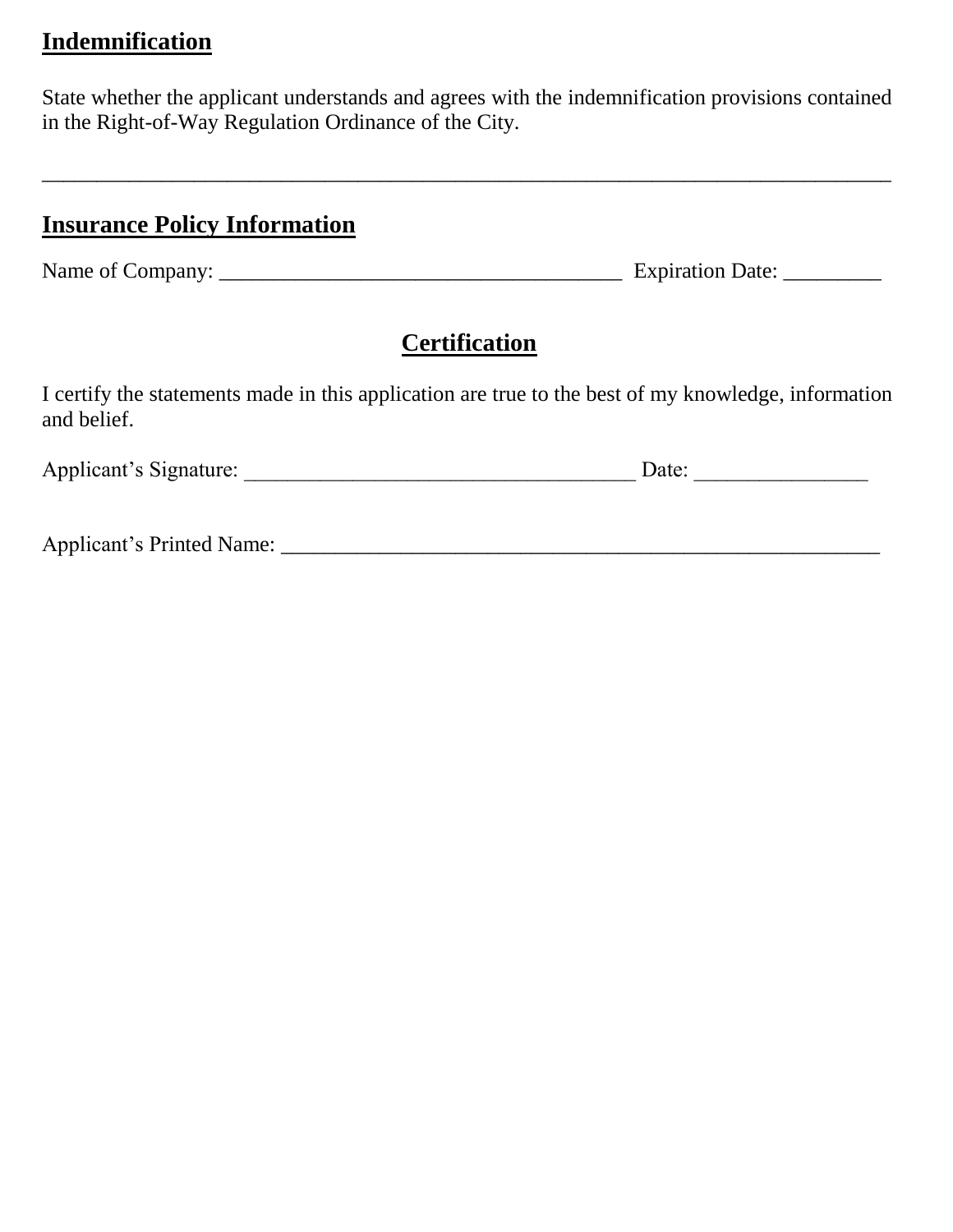## Indemnification

State whether the applicant understands and agrees with the indemnification provisions contained in the Right-of-Way Regulation Ordinance of the City.

_______________________________________________________________________________

## Insurance Policy Information

Name of Company: ____________________________________ Expiration Date: _________

## Certification

I certify the statements made in this application are true to the best of my knowledge, information and belief.

Applicant's Signature: ____________________________________ Date: ________________

Applicant's Printed Name: ________________________________________________________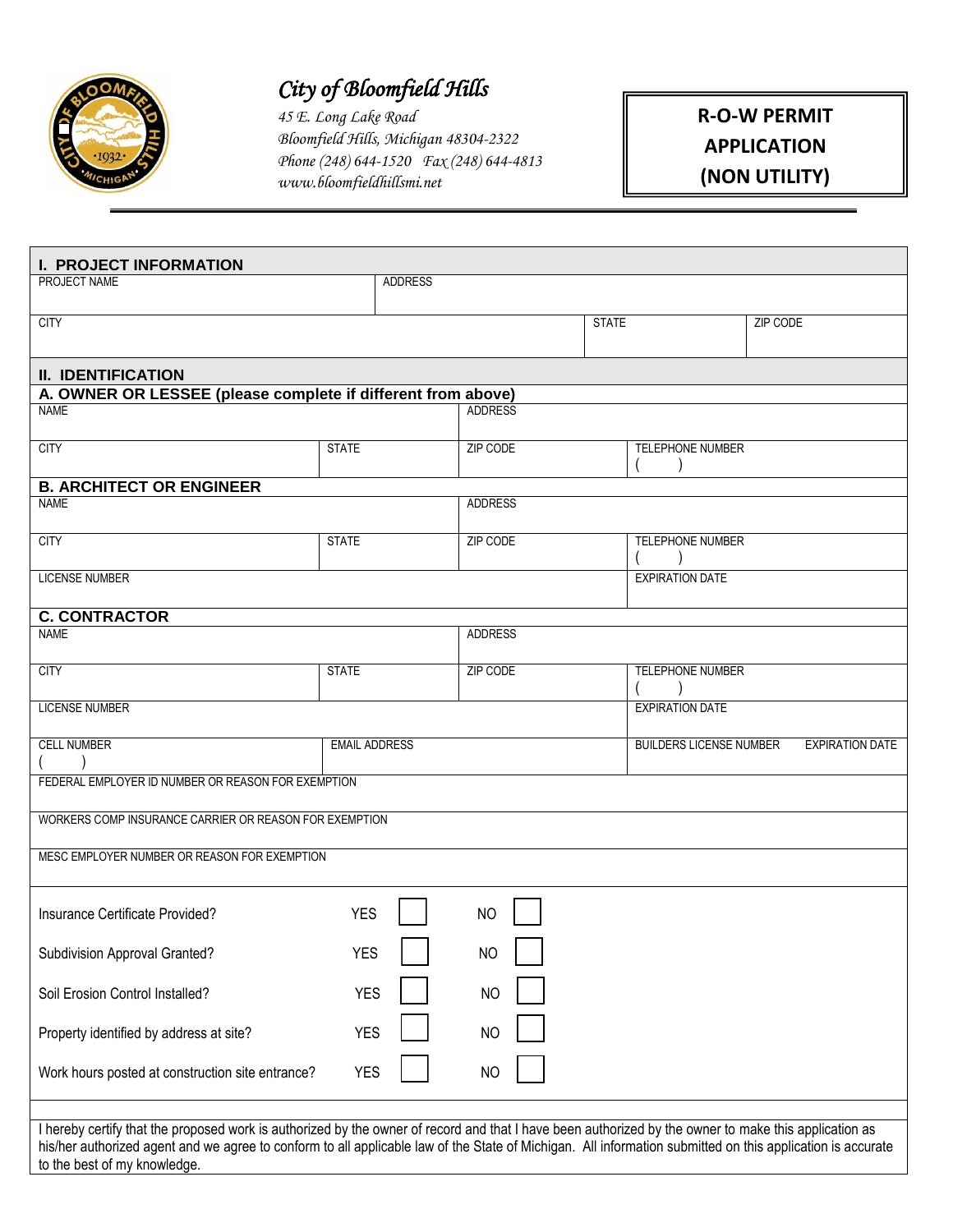# City of Bloomfield Hills

*45 E. Long Lake Road*
*Bloomfield Hills, Michigan 48304-2322*
*Phone (248) 644-1520 Fax (248) 644-4813*
*www.bloomfieldhillsmi.net*

**R-O-W PERMIT APPLICATION (NON UTILITY)**

## I. PROJECT INFORMATION

| PROJECT NAME | ADDRESS | | |
|---|---|---|---|
| CITY | | STATE | ZIP CODE |

## II. IDENTIFICATION

### A. OWNER OR LESSEE (please complete if different from above)

| NAME | | ADDRESS | |
|---|---|---|---|
| CITY | STATE | ZIP CODE | TELEPHONE NUMBER ( ) |

### B. ARCHITECT OR ENGINEER

| NAME | | ADDRESS | |
|---|---|---|---|
| CITY | STATE | ZIP CODE | TELEPHONE NUMBER ( ) |
| LICENSE NUMBER | | | EXPIRATION DATE |

### C. CONTRACTOR

| NAME | | ADDRESS | | |
|---|---|---|---|---|
| CITY | STATE | ZIP CODE | TELEPHONE NUMBER ( ) | |
| LICENSE NUMBER | | | EXPIRATION DATE | |
| CELL NUMBER ( ) | EMAIL ADDRESS | | BUILDERS LICENSE NUMBER | EXPIRATION DATE |
| FEDERAL EMPLOYER ID NUMBER OR REASON FOR EXEMPTION | | | | |
| WORKERS COMP INSURANCE CARRIER OR REASON FOR EXEMPTION | | | | |
| MESC EMPLOYER NUMBER OR REASON FOR EXEMPTION | | | | |

| | | |
|---|---|---|
| Insurance Certificate Provided? | YES ☐ | NO ☐ |
| Subdivision Approval Granted? | YES ☐ | NO ☐ |
| Soil Erosion Control Installed? | YES ☐ | NO ☐ |
| Property identified by address at site? | YES ☐ | NO ☐ |
| Work hours posted at construction site entrance? | YES ☐ | NO ☐ |

I hereby certify that the proposed work is authorized by the owner of record and that I have been authorized by the owner to make this application as his/her authorized agent and we agree to conform to all applicable law of the State of Michigan. All information submitted on this application is accurate to the best of my knowledge.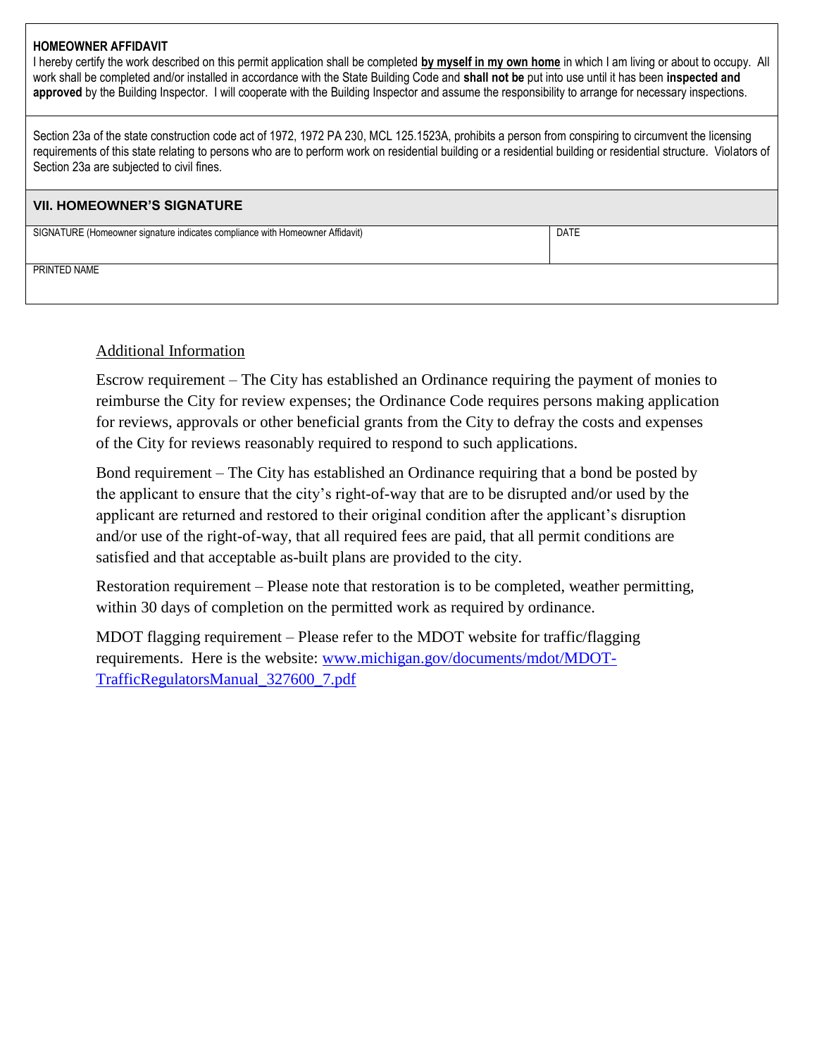**HOMEOWNER AFFIDAVIT**

I hereby certify the work described on this permit application shall be completed **by myself in my own home** in which I am living or about to occupy. All work shall be completed and/or installed in accordance with the State Building Code and **shall not be** put into use until it has been **inspected and approved** by the Building Inspector. I will cooperate with the Building Inspector and assume the responsibility to arrange for necessary inspections.

Section 23a of the state construction code act of 1972, 1972 PA 230, MCL 125.1523A, prohibits a person from conspiring to circumvent the licensing requirements of this state relating to persons who are to perform work on residential building or a residential building or residential structure. Violators of Section 23a are subjected to civil fines.

## VII. HOMEOWNER'S SIGNATURE

| SIGNATURE (Homeowner signature indicates compliance with Homeowner Affidavit) | DATE |
|---|---|
| PRINTED NAME | |

Additional Information

Escrow requirement – The City has established an Ordinance requiring the payment of monies to reimburse the City for review expenses; the Ordinance Code requires persons making application for reviews, approvals or other beneficial grants from the City to defray the costs and expenses of the City for reviews reasonably required to respond to such applications.

Bond requirement – The City has established an Ordinance requiring that a bond be posted by the applicant to ensure that the city's right-of-way that are to be disrupted and/or used by the applicant are returned and restored to their original condition after the applicant's disruption and/or use of the right-of-way, that all required fees are paid, that all permit conditions are satisfied and that acceptable as-built plans are provided to the city.

Restoration requirement – Please note that restoration is to be completed, weather permitting, within 30 days of completion on the permitted work as required by ordinance.

MDOT flagging requirement – Please refer to the MDOT website for traffic/flagging requirements. Here is the website: www.michigan.gov/documents/mdot/MDOT-TrafficRegulatorsManual_327600_7.pdf